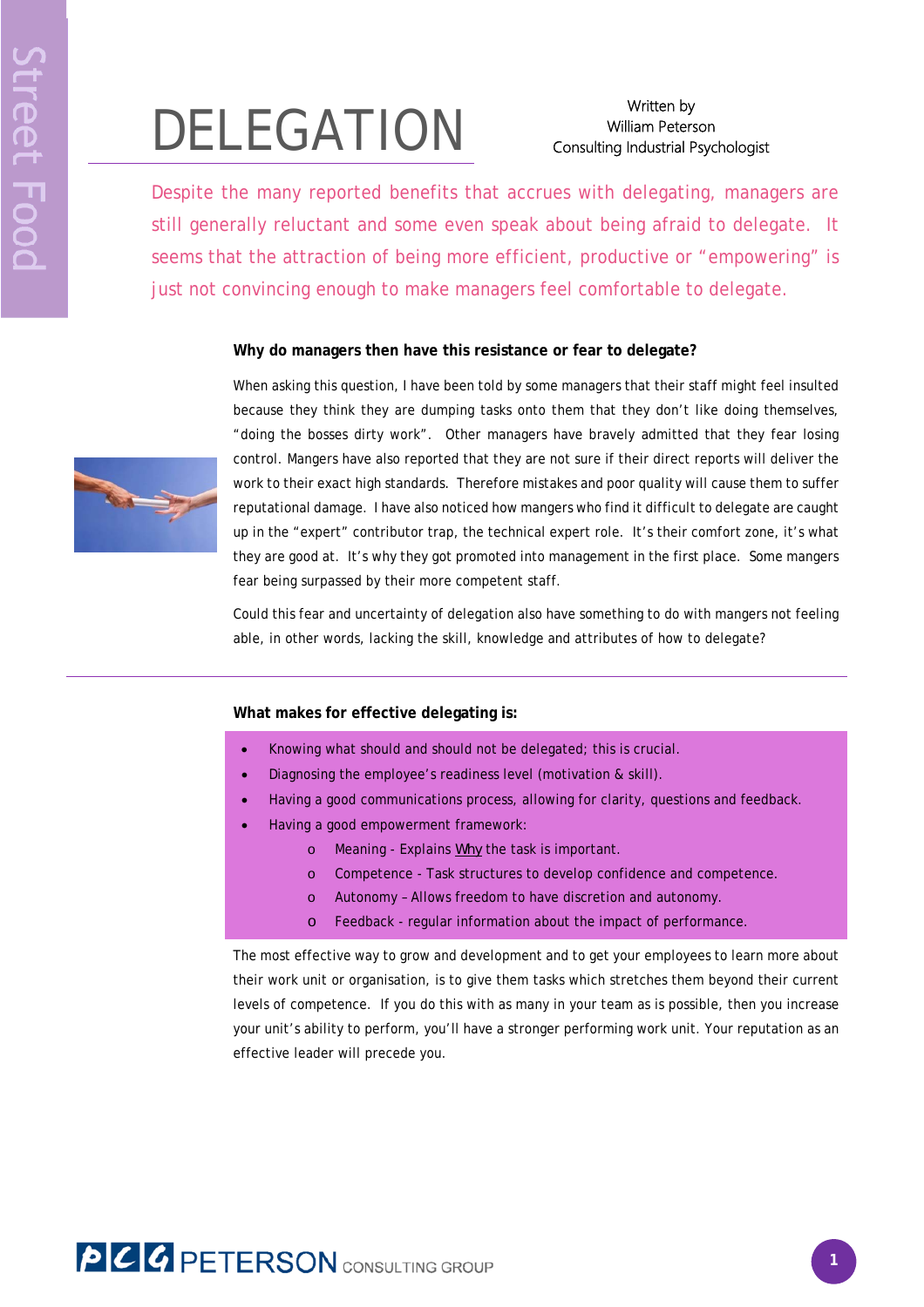Street Food

# DELEGATION

Written by
William Peterson
Consulting Industrial Psychologist

Despite the many reported benefits that accrues with delegating, managers are still generally reluctant and some even speak about being afraid to delegate. It seems that the attraction of being more efficient, productive or "empowering" is just not convincing enough to make managers feel comfortable to delegate.

**Why do managers then have this resistance or fear to delegate?**

When asking this question, I have been told by some managers that their staff might feel insulted because they think they are dumping tasks onto them that they don't like doing themselves, "doing the bosses dirty work". Other managers have bravely admitted that they fear losing control. Mangers have also reported that they are not sure if their direct reports will deliver the work to their exact high standards. Therefore mistakes and poor quality will cause them to suffer reputational damage. I have also noticed how mangers who find it difficult to delegate are caught up in the "expert" contributor trap, the technical expert role. It's their comfort zone, it's what they are good at. It's why they got promoted into management in the first place. Some mangers fear being surpassed by their more competent staff.

Could this fear and uncertainty of delegation also have something to do with mangers not feeling able, in other words, lacking the skill, knowledge and attributes of how to delegate?

---

**What makes for effective delegating is:**

- Knowing what should and should not be delegated; this is crucial.
- Diagnosing the employee's readiness level (motivation & skill).
- Having a good communications process, allowing for clarity, questions and feedback.
- Having a good empowerment framework:
    - Meaning - Explains Why the task is important.
    - Competence - Task structures to develop confidence and competence.
    - Autonomy – Allows freedom to have discretion and autonomy.
    - Feedback - regular information about the impact of performance.

The most effective way to grow and development and to get your employees to learn more about their work unit or organisation, is to give them tasks which stretches them beyond their current levels of competence. If you do this with as many in your team as is possible, then you increase your unit's ability to perform, you'll have a stronger performing work unit. Your reputation as an effective leader will precede you.

PCG PETERSON CONSULTING GROUP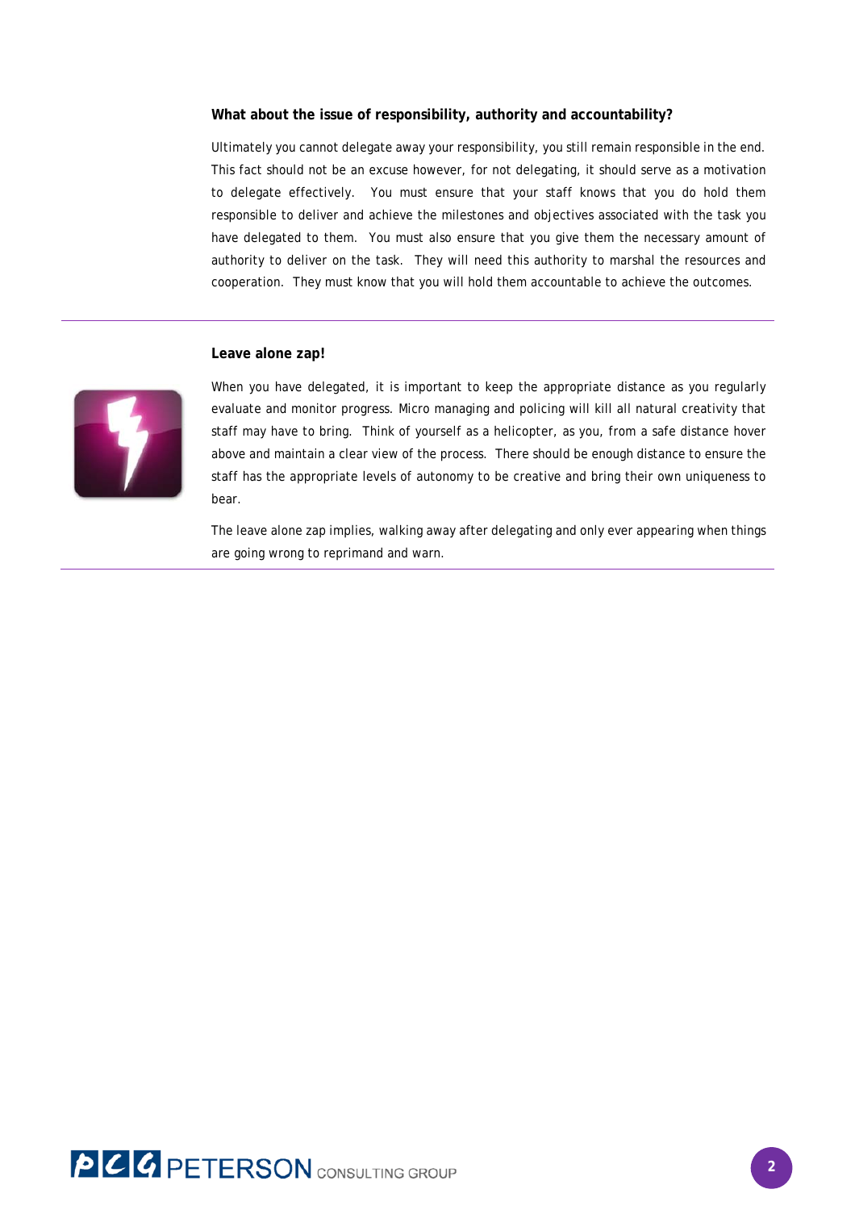**What about the issue of responsibility, authority and accountability?**

Ultimately you cannot delegate away your responsibility, you still remain responsible in the end. This fact should not be an excuse however, for not delegating, it should serve as a motivation to delegate effectively. You must ensure that your staff knows that you do hold them responsible to deliver and achieve the milestones and objectives associated with the task you have delegated to them. You must also ensure that you give them the necessary amount of authority to deliver on the task. They will need this authority to marshal the resources and cooperation. They must know that you will hold them accountable to achieve the outcomes.

---

**Leave alone zap!**

When you have delegated, it is important to keep the appropriate distance as you regularly evaluate and monitor progress. Micro managing and policing will kill all natural creativity that staff may have to bring. Think of yourself as a helicopter, as you, from a safe distance hover above and maintain a clear view of the process. There should be enough distance to ensure the staff has the appropriate levels of autonomy to be creative and bring their own uniqueness to bear.

The leave alone zap implies, walking away after delegating and only ever appearing when things are going wrong to reprimand and warn.

---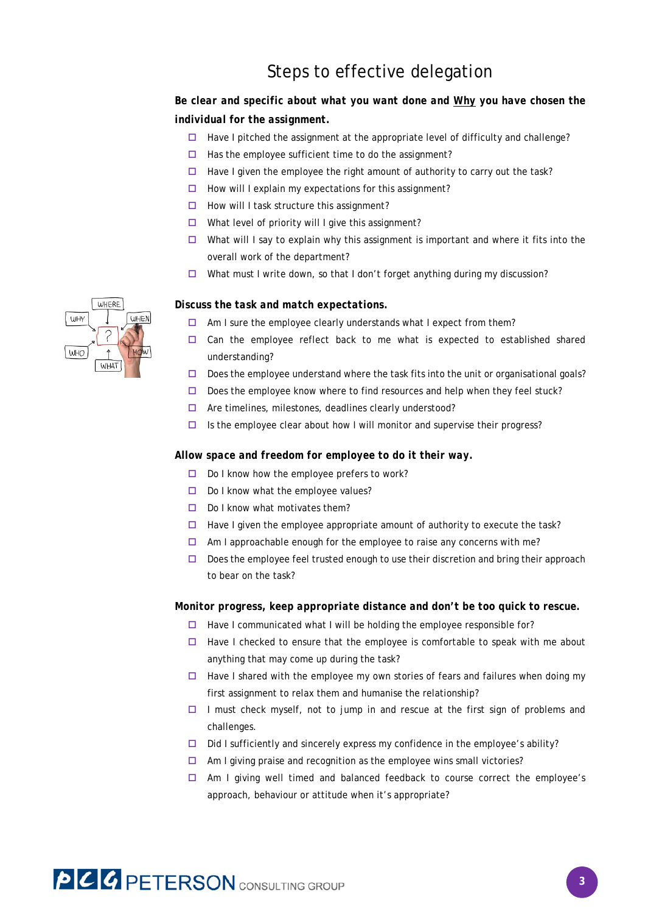# Steps to effective delegation

**Be clear and specific about what you want done and <u>Why</u> you have chosen the individual for the assignment.**

- ☐ Have I pitched the assignment at the appropriate level of difficulty and challenge?
- ☐ Has the employee sufficient time to do the assignment?
- ☐ Have I given the employee the right amount of authority to carry out the task?
- ☐ How will I explain my expectations for this assignment?
- ☐ How will I task structure this assignment?
- ☐ What level of priority will I give this assignment?
- ☐ What will I say to explain why this assignment is important and where it fits into the overall work of the department?
- ☐ What must I write down, so that I don't forget anything during my discussion?

**Discuss the task and match expectations.**

- ☐ Am I sure the employee clearly understands what I expect from them?
- ☐ Can the employee reflect back to me what is expected to established shared understanding?
- ☐ Does the employee understand where the task fits into the unit or organisational goals?
- ☐ Does the employee know where to find resources and help when they feel stuck?
- ☐ Are timelines, milestones, deadlines clearly understood?
- ☐ Is the employee clear about how I will monitor and supervise their progress?

**Allow space and freedom for employee to do it their way.**

- ☐ Do I know how the employee prefers to work?
- ☐ Do I know what the employee values?
- ☐ Do I know what motivates them?
- ☐ Have I given the employee appropriate amount of authority to execute the task?
- ☐ Am I approachable enough for the employee to raise any concerns with me?
- ☐ Does the employee feel trusted enough to use their discretion and bring their approach to bear on the task?

**Monitor progress, keep appropriate distance and don't be too quick to rescue.**

- ☐ Have I communicated what I will be holding the employee responsible for?
- ☐ Have I checked to ensure that the employee is comfortable to speak with me about anything that may come up during the task?
- ☐ Have I shared with the employee my own stories of fears and failures when doing my first assignment to relax them and humanise the relationship?
- ☐ I must check myself, not to jump and rescue at the first sign of problems and challenges.
- ☐ Did I sufficiently and sincerely express my confidence in the employee's ability?
- ☐ Am I giving praise and recognition as the employee wins small victories?
- ☐ Am I giving well timed and balanced feedback to course correct the employee's approach, behaviour or attitude when it's appropriate?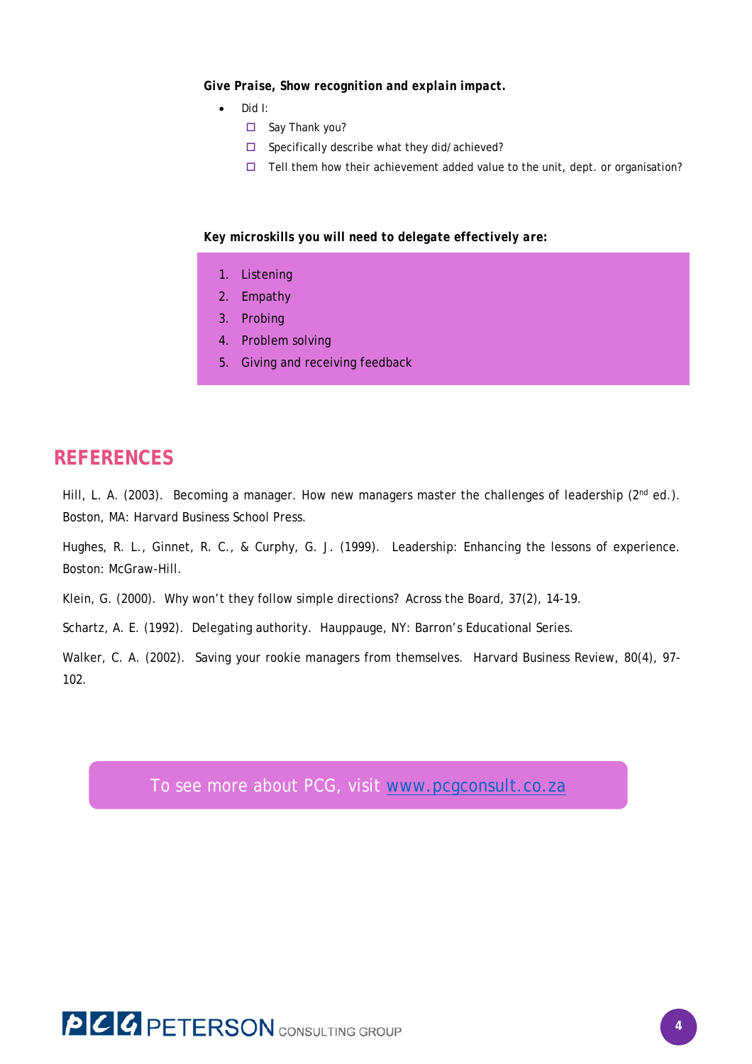**Give Praise, Show recognition and explain impact.**

- Did I:
  - ☐ Say Thank you?
  - ☐ Specifically describe what they did/achieved?
  - ☐ Tell them how their achievement added value to the unit, dept. or organisation?

**Key microskills you will need to delegate effectively are:**

1. Listening
2. Empathy
3. Probing
4. Problem solving
5. Giving and receiving feedback

## REFERENCES

Hill, L. A. (2003). Becoming a manager. How new managers master the challenges of leadership (2nd ed.). Boston, MA: Harvard Business School Press.

Hughes, R. L., Ginnet, R. C., & Curphy, G. J. (1999). Leadership: Enhancing the lessons of experience. Boston: McGraw-Hill.

Klein, G. (2000). Why won't they follow simple directions? Across the Board, 37(2), 14-19.

Schartz, A. E. (1992). Delegating authority. Hauppauge, NY: Barron's Educational Series.

Walker, C. A. (2002). Saving your rookie managers from themselves. Harvard Business Review, 80(4), 97-102.

To see more about PCG, visit [www.pcgconsult.co.za](http://www.pcgconsult.co.za)